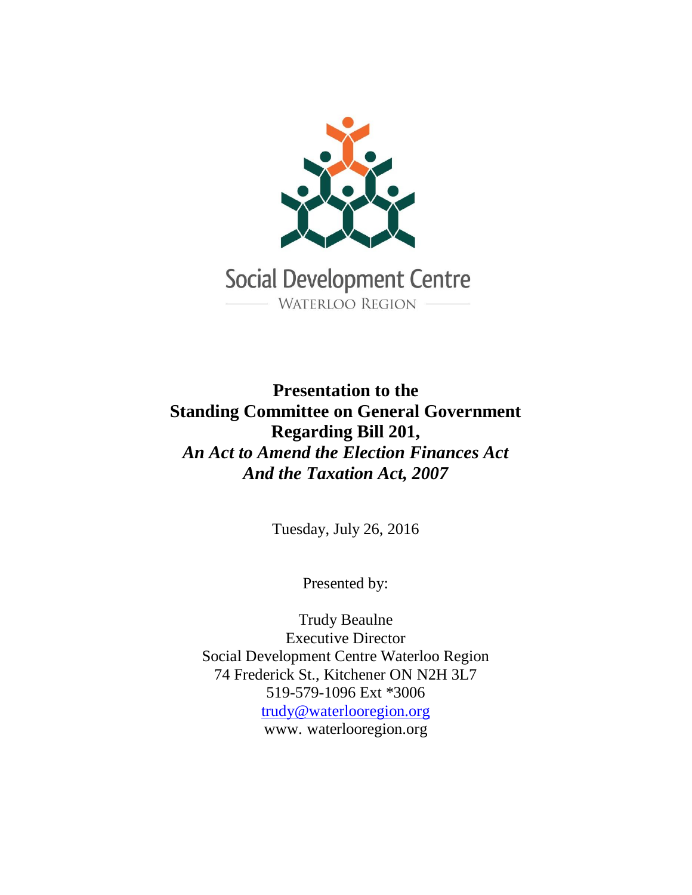Social Development Centre

WATERLOO REGION

**Presentation to the**
**Standing Committee on General Government**
**Regarding Bill 201,**
***An Act to Amend the Election Finances Act***
***And the Taxation Act, 2007***

Tuesday, July 26, 2016

Presented by:

Trudy Beaulne
Executive Director
Social Development Centre Waterloo Region
74 Frederick St., Kitchener ON N2H 3L7
519-579-1096 Ext *3006
trudy@waterlooregion.org
www. waterlooregion.org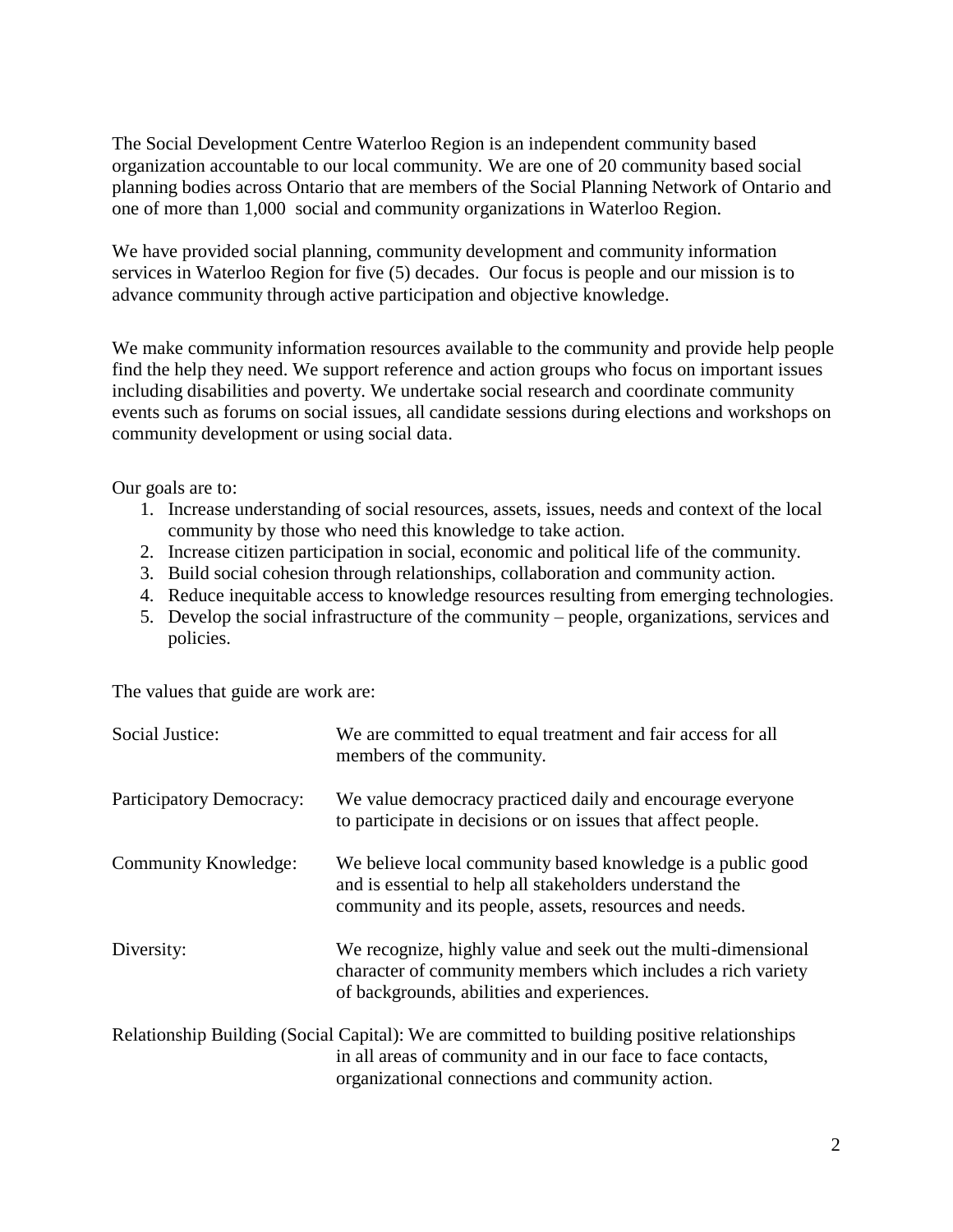The Social Development Centre Waterloo Region is an independent community based organization accountable to our local community. We are one of 20 community based social planning bodies across Ontario that are members of the Social Planning Network of Ontario and one of more than 1,000 social and community organizations in Waterloo Region.

We have provided social planning, community development and community information services in Waterloo Region for five (5) decades. Our focus is people and our mission is to advance community through active participation and objective knowledge.

We make community information resources available to the community and provide help people find the help they need. We support reference and action groups who focus on important issues including disabilities and poverty. We undertake social research and coordinate community events such as forums on social issues, all candidate sessions during elections and workshops on community development or using social data.

Our goals are to:

1. Increase understanding of social resources, assets, issues, needs and context of the local community by those who need this knowledge to take action.
2. Increase citizen participation in social, economic and political life of the community.
3. Build social cohesion through relationships, collaboration and community action.
4. Reduce inequitable access to knowledge resources resulting from emerging technologies.
5. Develop the social infrastructure of the community – people, organizations, services and policies.

The values that guide are work are:

Social Justice: We are committed to equal treatment and fair access for all members of the community.

Participatory Democracy: We value democracy practiced daily and encourage everyone to participate in decisions or on issues that affect people.

Community Knowledge: We believe local community based knowledge is a public good and is essential to help all stakeholders understand the community and its people, assets, resources and needs.

Diversity: We recognize, highly value and seek out the multi-dimensional character of community members which includes a rich variety of backgrounds, abilities and experiences.

Relationship Building (Social Capital): We are committed to building positive relationships in all areas of community and in our face to face contacts, organizational connections and community action.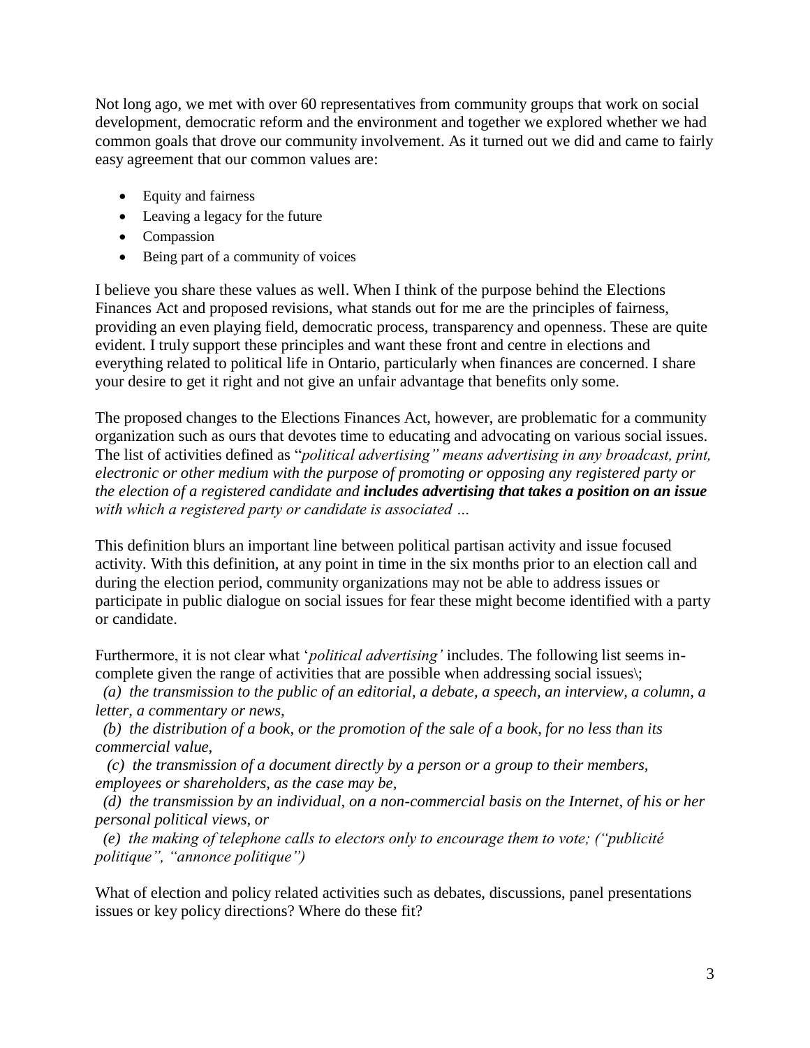Not long ago, we met with over 60 representatives from community groups that work on social development, democratic reform and the environment and together we explored whether we had common goals that drove our community involvement. As it turned out we did and came to fairly easy agreement that our common values are:

- Equity and fairness
- Leaving a legacy for the future
- Compassion
- Being part of a community of voices

I believe you share these values as well. When I think of the purpose behind the Elections Finances Act and proposed revisions, what stands out for me are the principles of fairness, providing an even playing field, democratic process, transparency and openness. These are quite evident. I truly support these principles and want these front and centre in elections and everything related to political life in Ontario, particularly when finances are concerned. I share your desire to get it right and not give an unfair advantage that benefits only some.

The proposed changes to the Elections Finances Act, however, are problematic for a community organization such as ours that devotes time to educating and advocating on various social issues. The list of activities defined as "*political advertising" means advertising in any broadcast, print, electronic or other medium with the purpose of promoting or opposing any registered party or the election of a registered candidate and **includes advertising that takes a position on an issue** with which a registered party or candidate is associated …*

This definition blurs an important line between political partisan activity and issue focused activity. With this definition, at any point in time in the six months prior to an election call and during the election period, community organizations may not be able to address issues or participate in public dialogue on social issues for fear these might become identified with a party or candidate.

Furthermore, it is not clear what '*political advertising'* includes. The following list seems in-complete given the range of activities that are possible when addressing social issues\;

*(a) the transmission to the public of an editorial, a debate, a speech, an interview, a column, a letter, a commentary or news,*

*(b) the distribution of a book, or the promotion of the sale of a book, for no less than its commercial value,*

*(c) the transmission of a document directly by a person or a group to their members, employees or shareholders, as the case may be,*

*(d) the transmission by an individual, on a non-commercial basis on the Internet, of his or her personal political views, or*

*(e) the making of telephone calls to electors only to encourage them to vote; ("publicité politique", "annonce politique")*

What of election and policy related activities such as debates, discussions, panel presentations issues or key policy directions? Where do these fit?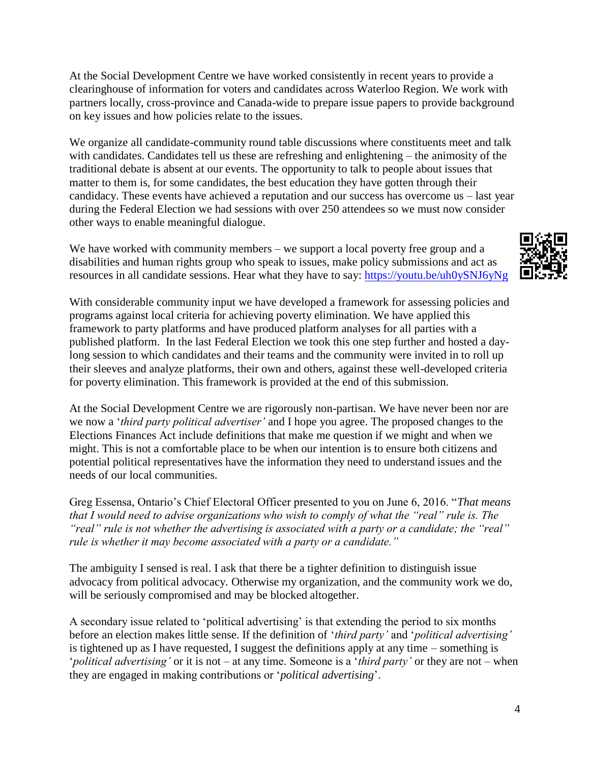At the Social Development Centre we have worked consistently in recent years to provide a clearinghouse of information for voters and candidates across Waterloo Region. We work with partners locally, cross-province and Canada-wide to prepare issue papers to provide background on key issues and how policies relate to the issues.

We organize all candidate-community round table discussions where constituents meet and talk with candidates. Candidates tell us these are refreshing and enlightening – the animosity of the traditional debate is absent at our events. The opportunity to talk to people about issues that matter to them is, for some candidates, the best education they have gotten through their candidacy. These events have achieved a reputation and our success has overcome us – last year during the Federal Election we had sessions with over 250 attendees so we must now consider other ways to enable meaningful dialogue.

We have worked with community members – we support a local poverty free group and a disabilities and human rights group who speak to issues, make policy submissions and act as resources in all candidate sessions. Hear what they have to say: https://youtu.be/uh0ySNJ6yNg

With considerable community input we have developed a framework for assessing policies and programs against local criteria for achieving poverty elimination. We have applied this framework to party platforms and have produced platform analyses for all parties with a published platform. In the last Federal Election we took this one step further and hosted a day-long session to which candidates and their teams and the community were invited in to roll up their sleeves and analyze platforms, their own and others, against these well-developed criteria for poverty elimination. This framework is provided at the end of this submission.

At the Social Development Centre we are rigorously non-partisan. We have never been nor are we now a '*third party political advertiser'* and I hope you agree. The proposed changes to the Elections Finances Act include definitions that make me question if we might and when we might. This is not a comfortable place to be when our intention is to ensure both citizens and potential political representatives have the information they need to understand issues and the needs of our local communities.

Greg Essensa, Ontario's Chief Electoral Officer presented to you on June 6, 2016. "*That means that I would need to advise organizations who wish to comply of what the "real" rule is. The "real" rule is not whether the advertising is associated with a party or a candidate; the "real" rule is whether it may become associated with a party or a candidate."*

The ambiguity I sensed is real. I ask that there be a tighter definition to distinguish issue advocacy from political advocacy. Otherwise my organization, and the community work we do, will be seriously compromised and may be blocked altogether.

A secondary issue related to 'political advertising' is that extending the period to six months before an election makes little sense. If the definition of '*third party'* and '*political advertising'* is tightened up as I have requested, I suggest the definitions apply at any time – something is '*political advertising'* or it is not – at any time. Someone is a '*third party'* or they are not – when they are engaged in making contributions or '*political advertising*'.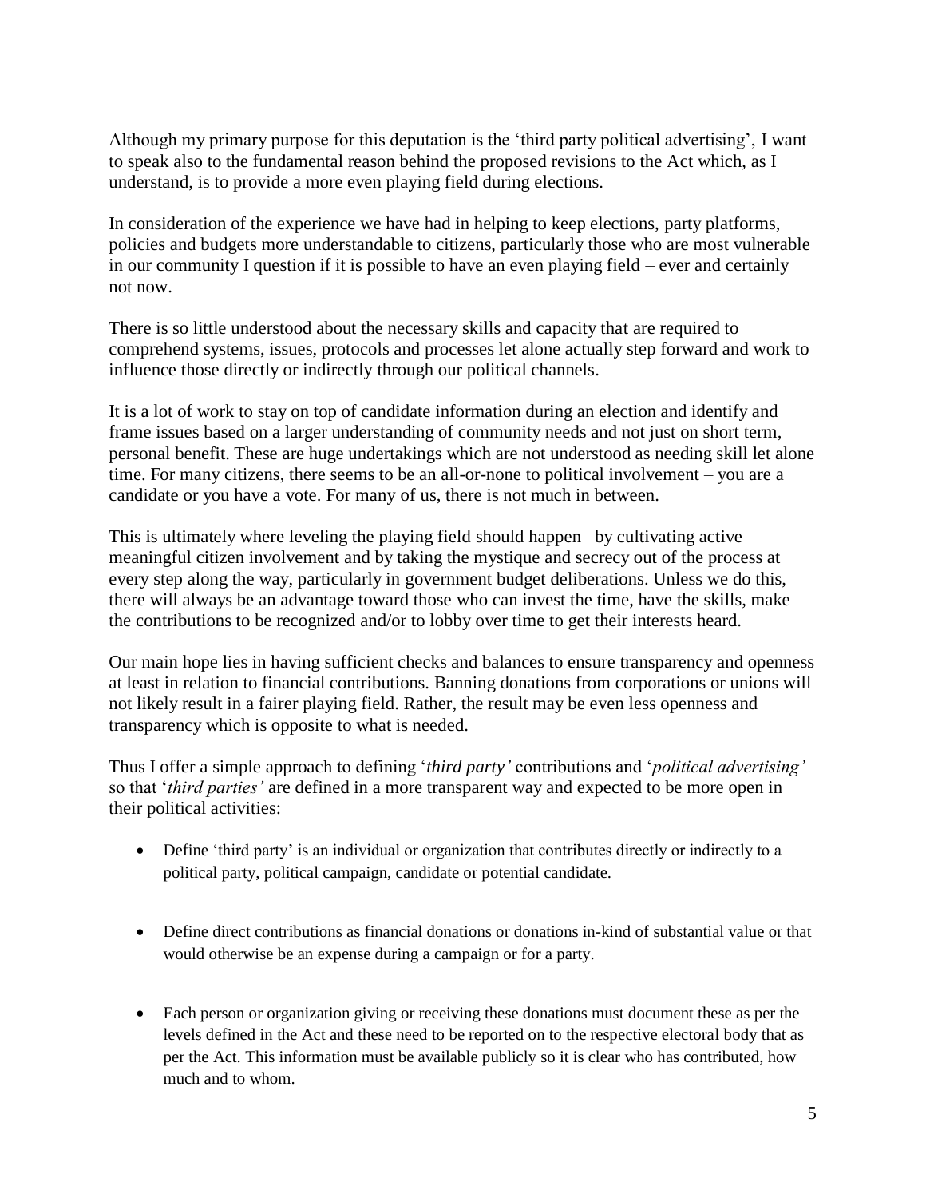Although my primary purpose for this deputation is the 'third party political advertising', I want to speak also to the fundamental reason behind the proposed revisions to the Act which, as I understand, is to provide a more even playing field during elections.

In consideration of the experience we have had in helping to keep elections, party platforms, policies and budgets more understandable to citizens, particularly those who are most vulnerable in our community I question if it is possible to have an even playing field – ever and certainly not now.

There is so little understood about the necessary skills and capacity that are required to comprehend systems, issues, protocols and processes let alone actually step forward and work to influence those directly or indirectly through our political channels.

It is a lot of work to stay on top of candidate information during an election and identify and frame issues based on a larger understanding of community needs and not just on short term, personal benefit. These are huge undertakings which are not understood as needing skill let alone time. For many citizens, there seems to be an all-or-none to political involvement – you are a candidate or you have a vote. For many of us, there is not much in between.

This is ultimately where leveling the playing field should happen– by cultivating active meaningful citizen involvement and by taking the mystique and secrecy out of the process at every step along the way, particularly in government budget deliberations. Unless we do this, there will always be an advantage toward those who can invest the time, have the skills, make the contributions to be recognized and/or to lobby over time to get their interests heard.

Our main hope lies in having sufficient checks and balances to ensure transparency and openness at least in relation to financial contributions. Banning donations from corporations or unions will not likely result in a fairer playing field. Rather, the result may be even less openness and transparency which is opposite to what is needed.

Thus I offer a simple approach to defining '*third party'* contributions and '*political advertising'* so that '*third parties'* are defined in a more transparent way and expected to be more open in their political activities:

- Define 'third party' is an individual or organization that contributes directly or indirectly to a political party, political campaign, candidate or potential candidate.

- Define direct contributions as financial donations or donations in-kind of substantial value or that would otherwise be an expense during a campaign or for a party.

- Each person or organization giving or receiving these donations must document these as per the levels defined in the Act and these need to be reported on to the respective electoral body that as per the Act. This information must be available publicly so it is clear who has contributed, how much and to whom.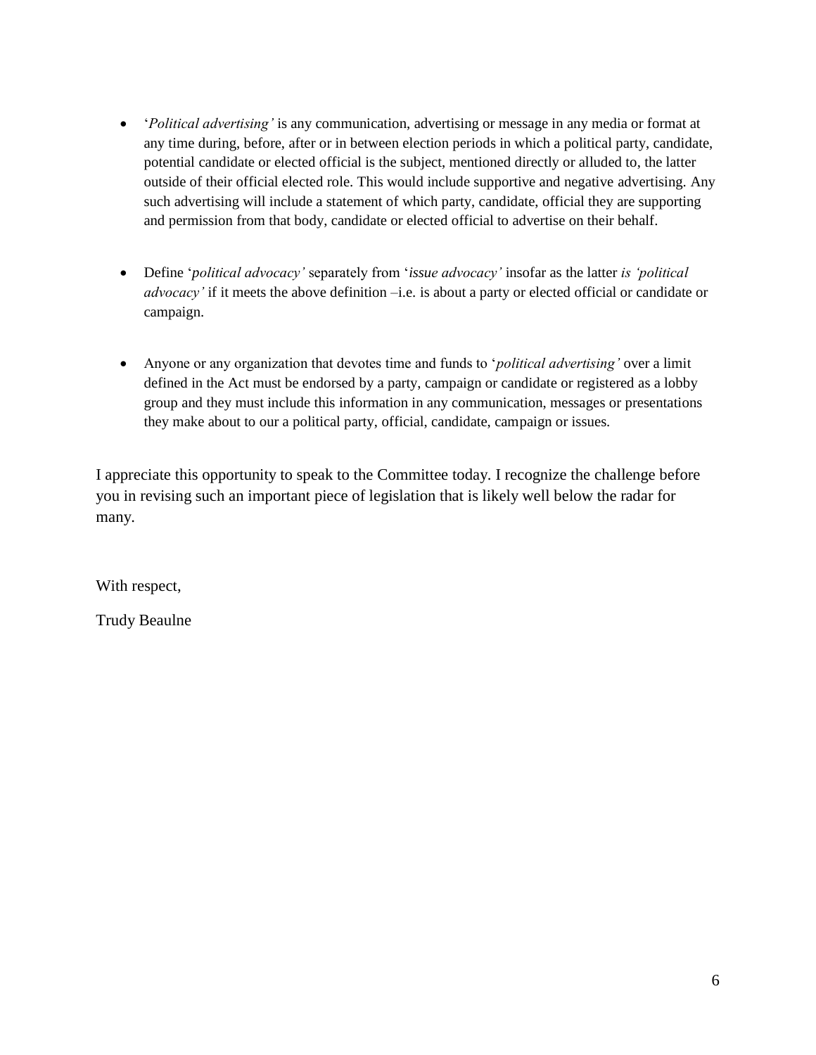- '*Political advertising'* is any communication, advertising or message in any media or format at any time during, before, after or in between election periods in which a political party, candidate, potential candidate or elected official is the subject, mentioned directly or alluded to, the latter outside of their official elected role. This would include supportive and negative advertising. Any such advertising will include a statement of which party, candidate, official they are supporting and permission from that body, candidate or elected official to advertise on their behalf.

- Define '*political advocacy'* separately from '*issue advocacy'* insofar as the latter *is 'political advocacy'* if it meets the above definition –i.e. is about a party or elected official or candidate or campaign.

- Anyone or any organization that devotes time and funds to '*political advertising'* over a limit defined in the Act must be endorsed by a party, campaign or candidate or registered as a lobby group and they must include this information in any communication, messages or presentations they make about to our a political party, official, candidate, campaign or issues.

I appreciate this opportunity to speak to the Committee today. I recognize the challenge before you in revising such an important piece of legislation that is likely well below the radar for many.

With respect,

Trudy Beaulne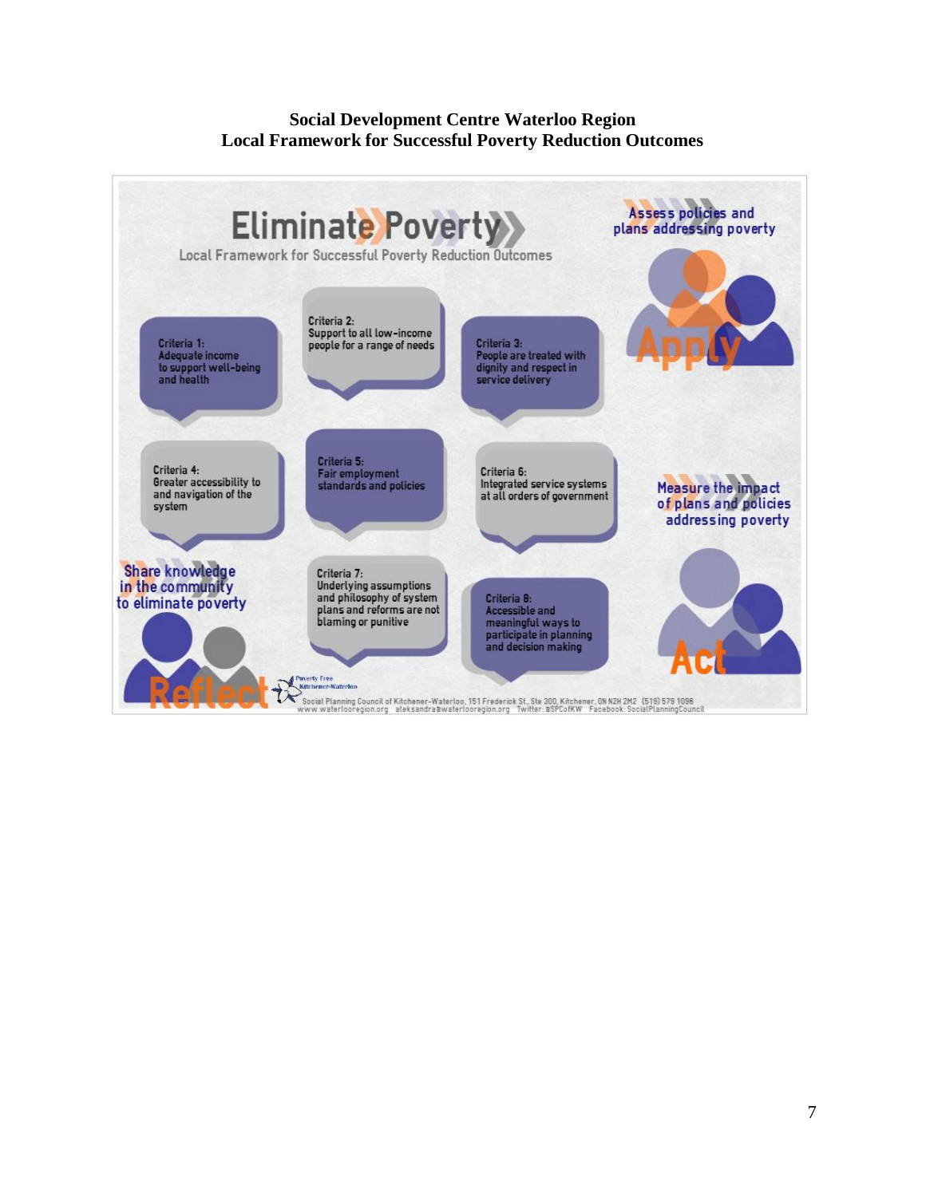**Social Development Centre Waterloo Region**
**Local Framework for Successful Poverty Reduction Outcomes**

# Eliminate Poverty

Local Framework for Successful Poverty Reduction Outcomes

Assess policies and plans addressing poverty

Apply

Criteria 1:
Adequate income to support well-being and health

Criteria 2:
Support to all low-income people for a range of needs

Criteria 3:
People are treated with dignity and respect in service delivery

Criteria 4:
Greater accessibility to and navigation of the system

Criteria 5:
Fair employment standards and policies

Criteria 6:
Integrated service systems at all orders of government

Measure the impact of plans and policies addressing poverty

Share knowledge in the community to eliminate poverty

Criteria 7:
Underlying assumptions and philosophy of system plans and reforms are not blaming or punitive

Criteria 8:
Accessible and meaningful ways to participate in planning and decision making

Act

Reflect

Poverty Free Kitchener-Waterloo

Social Planning Council of Kitchener-Waterloo, 151 Frederick St., Ste 300, Kitchener, ON N2H 2M2 (519) 579 1096
www.waterlooregion.org aleksandra@waterlooregion.org Twitter: @SPCofKW Facebook: SocialPlanningCouncil